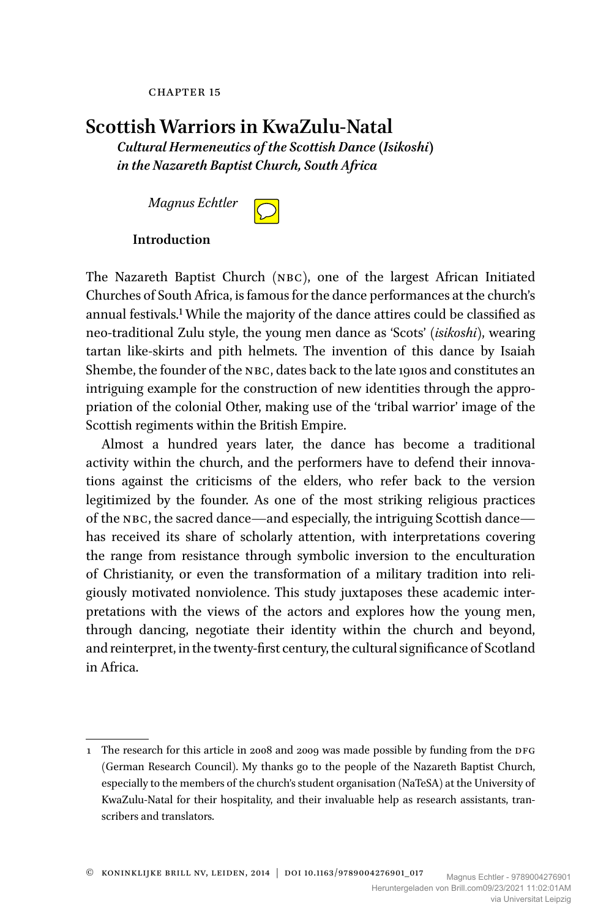CHAPTER 15

# Scottish Warriors in KwaZulu-Natal

## *Cultural Hermeneutics of the Scottish Dance (Isikoshi) in the Nazareth Baptist Church, South Africa*

*Magnus Echtler*

### Introduction

The Nazareth Baptist Church (NBC), one of the largest African Initiated Churches of South Africa, is famous for the dance performances at the church's annual festivals.[1] While the majority of the dance attires could be classified as neo-traditional Zulu style, the young men dance as 'Scots' (*isikoshi*), wearing tartan like-skirts and pith helmets. The invention of this dance by Isaiah Shembe, the founder of the NBC, dates back to the late 1910s and constitutes an intriguing example for the construction of new identities through the appropriation of the colonial Other, making use of the 'tribal warrior' image of the Scottish regiments within the British Empire.

Almost a hundred years later, the dance has become a traditional activity within the church, and the performers have to defend their innovations against the criticisms of the elders, who refer back to the version legitimized by the founder. As one of the most striking religious practices of the NBC, the sacred dance—and especially, the intriguing Scottish dance—has received its share of scholarly attention, with interpretations covering the range from resistance through symbolic inversion to the enculturation of Christianity, or even the transformation of a military tradition into religiously motivated nonviolence. This study juxtaposes these academic interpretations with the views of the actors and explores how the young men, through dancing, negotiate their identity within the church and beyond, and reinterpret, in the twenty-first century, the cultural significance of Scotland in Africa.

---

1 The research for this article in 2008 and 2009 was made possible by funding from the DFG (German Research Council). My thanks go to the people of the Nazareth Baptist Church, especially to the members of the church's student organisation (NaTeSA) at the University of KwaZulu-Natal for their hospitality, and their invaluable help as research assistants, transcribers and translators.

© KONINKLIJKE BRILL NV, LEIDEN, 2014 | DOI 10.1163/9789004276901_017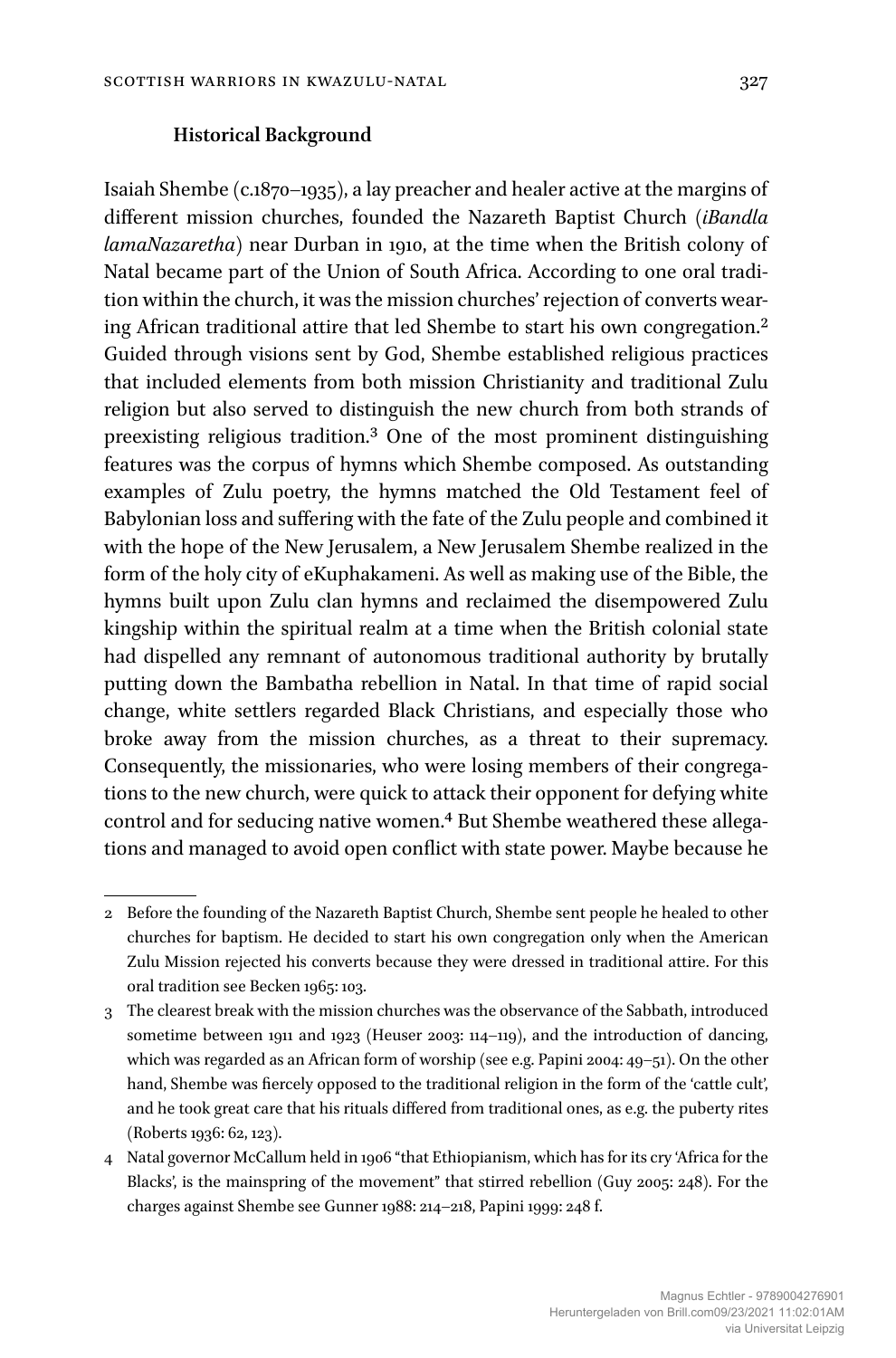## Historical Background

Isaiah Shembe (c.1870–1935), a lay preacher and healer active at the margins of different mission churches, founded the Nazareth Baptist Church (*iBandla lamaNazaretha*) near Durban in 1910, at the time when the British colony of Natal became part of the Union of South Africa. According to one oral tradition within the church, it was the mission churches' rejection of converts wearing African traditional attire that led Shembe to start his own congregation.[2] Guided through visions sent by God, Shembe established religious practices that included elements from both mission Christianity and traditional Zulu religion but also served to distinguish the new church from both strands of preexisting religious tradition.[3] One of the most prominent distinguishing features was the corpus of hymns which Shembe composed. As outstanding examples of Zulu poetry, the hymns matched the Old Testament feel of Babylonian loss and suffering with the fate of the Zulu people and combined it with the hope of the New Jerusalem, a New Jerusalem Shembe realized in the form of the holy city of eKuphakameni. As well as making use of the Bible, the hymns built upon Zulu clan hymns and reclaimed the disempowered Zulu kingship within the spiritual realm at a time when the British colonial state had dispelled any remnant of autonomous traditional authority by brutally putting down the Bambatha rebellion in Natal. In that time of rapid social change, white settlers regarded Black Christians, and especially those who broke away from the mission churches, as a threat to their supremacy. Consequently, the missionaries, who were losing members of their congregations to the new church, were quick to attack their opponent for defying white control and for seducing native women.[4] But Shembe weathered these allegations and managed to avoid open conflict with state power. Maybe because he

---

2 Before the founding of the Nazareth Baptist Church, Shembe sent people he healed to other churches for baptism. He decided to start his own congregation only when the American Zulu Mission rejected his converts because they were dressed in traditional attire. For this oral tradition see Becken 1965: 103.

3 The clearest break with the mission churches was the observance of the Sabbath, introduced sometime between 1911 and 1923 (Heuser 2003: 114–119), and the introduction of dancing, which was regarded as an African form of worship (see e.g. Papini 2004: 49–51). On the other hand, Shembe was fiercely opposed to the traditional religion in the form of the 'cattle cult', and he took great care that his rituals differed from traditional ones, as e.g. the puberty rites (Roberts 1936: 62, 123).

4 Natal governor McCallum held in 1906 "that Ethiopianism, which has for its cry 'Africa for the Blacks', is the mainspring of the movement" that stirred rebellion (Guy 2005: 248). For the charges against Shembe see Gunner 1988: 214–218, Papini 1999: 248 f.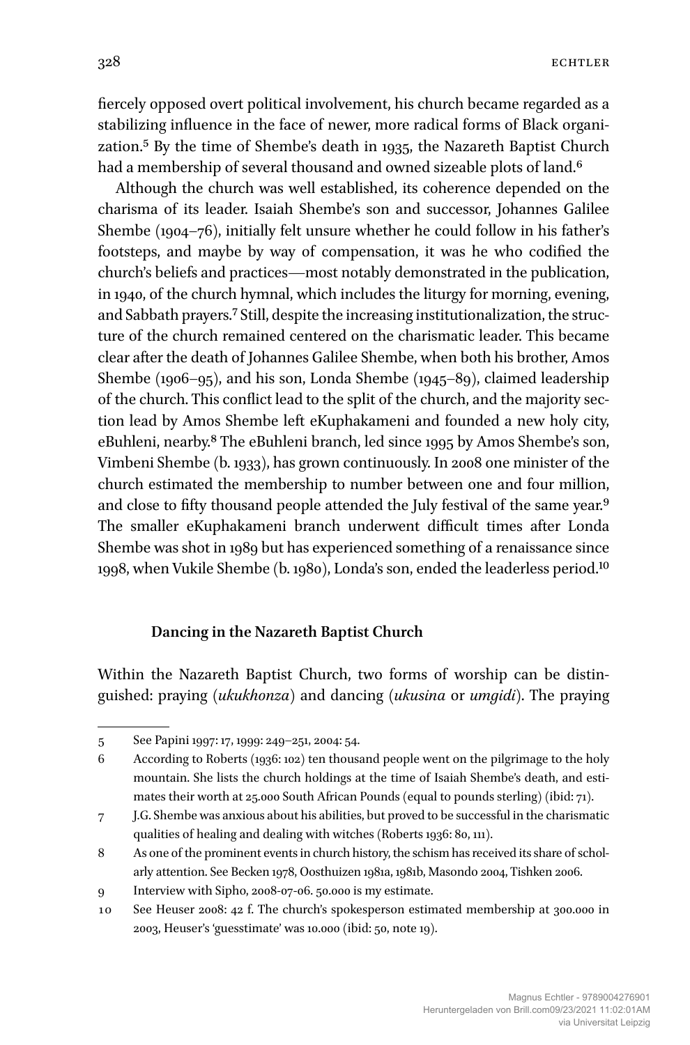fiercely opposed overt political involvement, his church became regarded as a stabilizing influence in the face of newer, more radical forms of Black organization.[5] By the time of Shembe's death in 1935, the Nazareth Baptist Church had a membership of several thousand and owned sizeable plots of land.[6]

Although the church was well established, its coherence depended on the charisma of its leader. Isaiah Shembe's son and successor, Johannes Galilee Shembe (1904–76), initially felt unsure whether he could follow in his father's footsteps, and maybe by way of compensation, it was he who codified the church's beliefs and practices—most notably demonstrated in the publication, in 1940, of the church hymnal, which includes the liturgy for morning, evening, and Sabbath prayers.[7] Still, despite the increasing institutionalization, the structure of the church remained centered on the charismatic leader. This became clear after the death of Johannes Galilee Shembe, when both his brother, Amos Shembe (1906–95), and his son, Londa Shembe (1945–89), claimed leadership of the church. This conflict lead to the split of the church, and the majority section lead by Amos Shembe left eKuphakameni and founded a new holy city, eBuhleni, nearby.[8] The eBuhleni branch, led since 1995 by Amos Shembe's son, Vimbeni Shembe (b. 1933), has grown continuously. In 2008 one minister of the church estimated the membership to number between one and four million, and close to fifty thousand people attended the July festival of the same year.[9] The smaller eKuphakameni branch underwent difficult times after Londa Shembe was shot in 1989 but has experienced something of a renaissance since 1998, when Vukile Shembe (b. 1980), Londa's son, ended the leaderless period.[10]

## Dancing in the Nazareth Baptist Church

Within the Nazareth Baptist Church, two forms of worship can be distinguished: praying (*ukukhonza*) and dancing (*ukusina* or *umgidi*). The praying

---

5 See Papini 1997: 17, 1999: 249–251, 2004: 54.

6 According to Roberts (1936: 102) ten thousand people went on the pilgrimage to the holy mountain. She lists the church holdings at the time of Isaiah Shembe's death, and estimates their worth at 25.000 South African Pounds (equal to pounds sterling) (ibid: 71).

7 J.G. Shembe was anxious about his abilities, but proved to be successful in the charismatic qualities of healing and dealing with witches (Roberts 1936: 80, 111).

8 As one of the prominent events in church history, the schism has received its share of scholarly attention. See Becken 1978, Oosthuizen 1981a, 1981b, Masondo 2004, Tishken 2006.

9 Interview with Sipho, 2008-07-06. 50.000 is my estimate.

10 See Heuser 2008: 42 f. The church's spokesperson estimated membership at 300.000 in 2003, Heuser's 'guesstimate' was 10.000 (ibid: 50, note 19).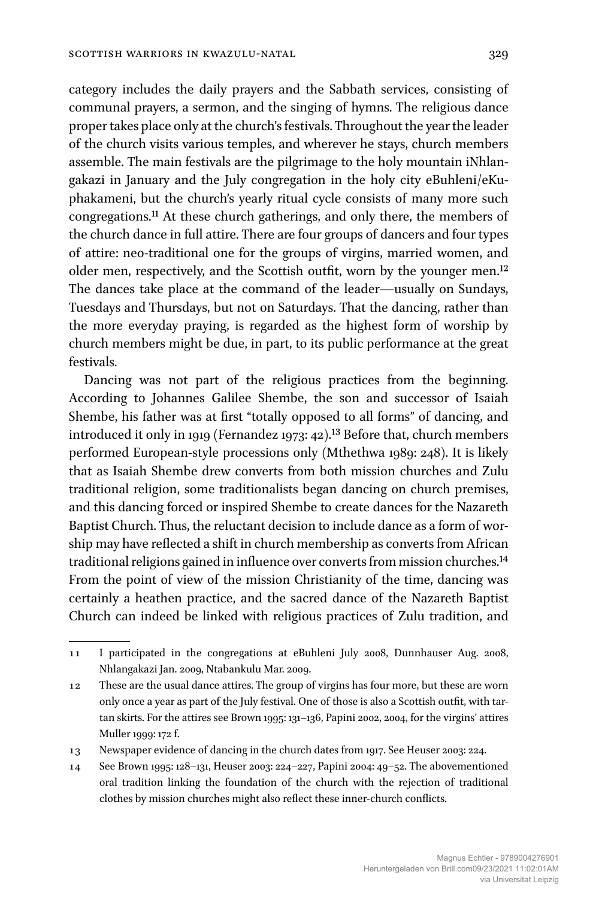category includes the daily prayers and the Sabbath services, consisting of communal prayers, a sermon, and the singing of hymns. The religious dance proper takes place only at the church's festivals. Throughout the year the leader of the church visits various temples, and wherever he stays, church members assemble. The main festivals are the pilgrimage to the holy mountain iNhlangakazi in January and the July congregation in the holy city eBuhleni/eKuphakameni, but the church's yearly ritual cycle consists of many more such congregations.[11] At these church gatherings, and only there, the members of the church dance in full attire. There are four groups of dancers and four types of attire: neo-traditional one for the groups of virgins, married women, and older men, respectively, and the Scottish outfit, worn by the younger men.[12] The dances take place at the command of the leader—usually on Sundays, Tuesdays and Thursdays, but not on Saturdays. That the dancing, rather than the more everyday praying, is regarded as the highest form of worship by church members might be due, in part, to its public performance at the great festivals.

Dancing was not part of the religious practices from the beginning. According to Johannes Galilee Shembe, the son and successor of Isaiah Shembe, his father was at first "totally opposed to all forms" of dancing, and introduced it only in 1919 (Fernandez 1973: 42).[13] Before that, church members performed European-style processions only (Mthethwa 1989: 248). It is likely that as Isaiah Shembe drew converts from both mission churches and Zulu traditional religion, some traditionalists began dancing on church premises, and this dancing forced or inspired Shembe to create dances for the Nazareth Baptist Church. Thus, the reluctant decision to include dance as a form of worship may have reflected a shift in church membership as converts from African traditional religions gained in influence over converts from mission churches.[14] From the point of view of the mission Christianity of the time, dancing was certainly a heathen practice, and the sacred dance of the Nazareth Baptist Church can indeed be linked with religious practices of Zulu tradition, and

---

11 I participated in the congregations at eBuhleni July 2008, Dunnhauser Aug. 2008, Nhlangakazi Jan. 2009, Ntabankulu Mar. 2009.

12 These are the usual dance attires. The group of virgins has four more, but these are worn only once a year as part of the July festival. One of those is also a Scottish outfit, with tartan skirts. For the attires see Brown 1995: 131–136, Papini 2002, 2004, for the virgins' attires Muller 1999: 172 f.

13 Newspaper evidence of dancing in the church dates from 1917. See Heuser 2003: 224.

14 See Brown 1995: 128–131, Heuser 2003: 224–227, Papini 2004: 49–52. The abovementioned oral tradition linking the foundation of the church with the rejection of traditional clothes by mission churches might also reflect these inner-church conflicts.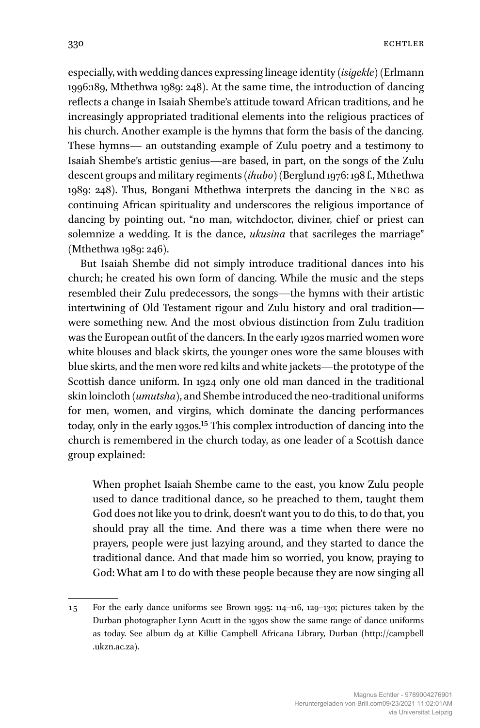especially, with wedding dances expressing lineage identity (*isigekle*) (Erlmann 1996:189, Mthethwa 1989: 248). At the same time, the introduction of dancing reflects a change in Isaiah Shembe's attitude toward African traditions, and he increasingly appropriated traditional elements into the religious practices of his church. Another example is the hymns that form the basis of the dancing. These hymns— an outstanding example of Zulu poetry and a testimony to Isaiah Shembe's artistic genius—are based, in part, on the songs of the Zulu descent groups and military regiments (*ihubo*) (Berglund 1976: 198 f., Mthethwa 1989: 248). Thus, Bongani Mthethwa interprets the dancing in the NBC as continuing African spirituality and underscores the religious importance of dancing by pointing out, "no man, witchdoctor, diviner, chief or priest can solemnize a wedding. It is the dance, *ukusina* that sacrileges the marriage" (Mthethwa 1989: 246).

But Isaiah Shembe did not simply introduce traditional dances into his church; he created his own form of dancing. While the music and the steps resembled their Zulu predecessors, the songs—the hymns with their artistic intertwining of Old Testament rigour and Zulu history and oral tradition—were something new. And the most obvious distinction from Zulu tradition was the European outfit of the dancers. In the early 1920s married women wore white blouses and black skirts, the younger ones wore the same blouses with blue skirts, and the men wore red kilts and white jackets—the prototype of the Scottish dance uniform. In 1924 only one old man danced in the traditional skin loincloth (*umutsha*), and Shembe introduced the neo-traditional uniforms for men, women, and virgins, which dominate the dancing performances today, only in the early 1930s.[15] This complex introduction of dancing into the church is remembered in the church today, as one leader of a Scottish dance group explained:

> When prophet Isaiah Shembe came to the east, you know Zulu people used to dance traditional dance, so he preached to them, taught them God does not like you to drink, doesn't want you to do this, to do that, you should pray all the time. And there was a time when there were no prayers, people were just lazying around, and they started to dance the traditional dance. And that made him so worried, you know, praying to God: What am I to do with these people because they are now singing all

15 For the early dance uniforms see Brown 1995: 114–116, 129–130; pictures taken by the Durban photographer Lynn Acutt in the 1930s show the same range of dance uniforms as today. See album d9 at Killie Campbell Africana Library, Durban (http://campbell.ukzn.ac.za).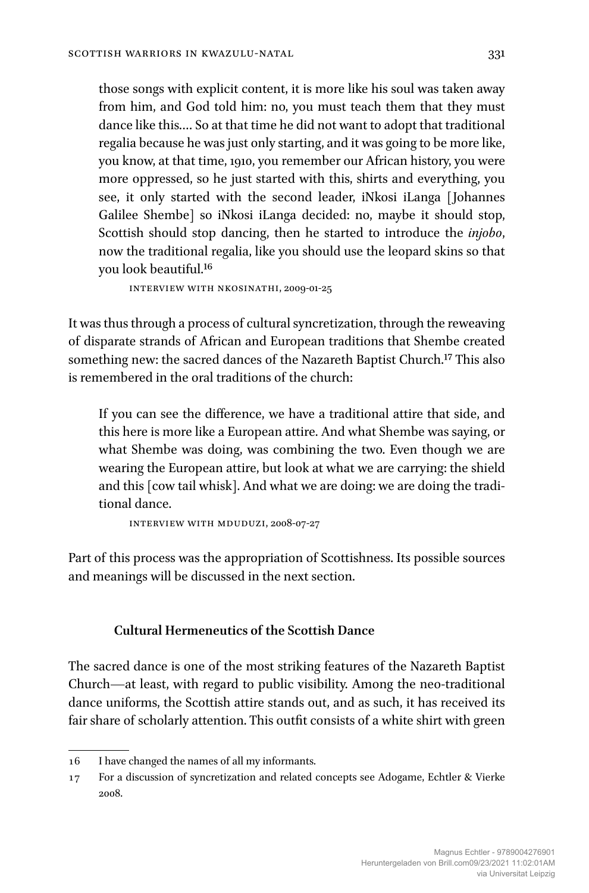> those songs with explicit content, it is more like his soul was taken away from him, and God told him: no, you must teach them that they must dance like this.… So at that time he did not want to adopt that traditional regalia because he was just only starting, and it was going to be more like, you know, at that time, 1910, you remember our African history, you were more oppressed, so he just started with this, shirts and everything, you see, it only started with the second leader, iNkosi iLanga [Johannes Galilee Shembe] so iNkosi iLanga decided: no, maybe it should stop, Scottish should stop dancing, then he started to introduce the *injobo*, now the traditional regalia, like you should use the leopard skins so that you look beautiful.[16]
>
> INTERVIEW WITH NKOSINATHI, 2009-01-25

It was thus through a process of cultural syncretization, through the reweaving of disparate strands of African and European traditions that Shembe created something new: the sacred dances of the Nazareth Baptist Church.[17] This also is remembered in the oral traditions of the church:

> If you can see the difference, we have a traditional attire that side, and this here is more like a European attire. And what Shembe was saying, or what Shembe was doing, was combining the two. Even though we are wearing the European attire, but look at what we are carrying: the shield and this [cow tail whisk]. And what we are doing: we are doing the traditional dance.
>
> INTERVIEW WITH MDUDUZI, 2008-07-27

Part of this process was the appropriation of Scottishness. Its possible sources and meanings will be discussed in the next section.

### Cultural Hermeneutics of the Scottish Dance

The sacred dance is one of the most striking features of the Nazareth Baptist Church—at least, with regard to public visibility. Among the neo-traditional dance uniforms, the Scottish attire stands out, and as such, it has received its fair share of scholarly attention. This outfit consists of a white shirt with green

---

16 I have changed the names of all my informants.

17 For a discussion of syncretization and related concepts see Adogame, Echtler & Vierke 2008.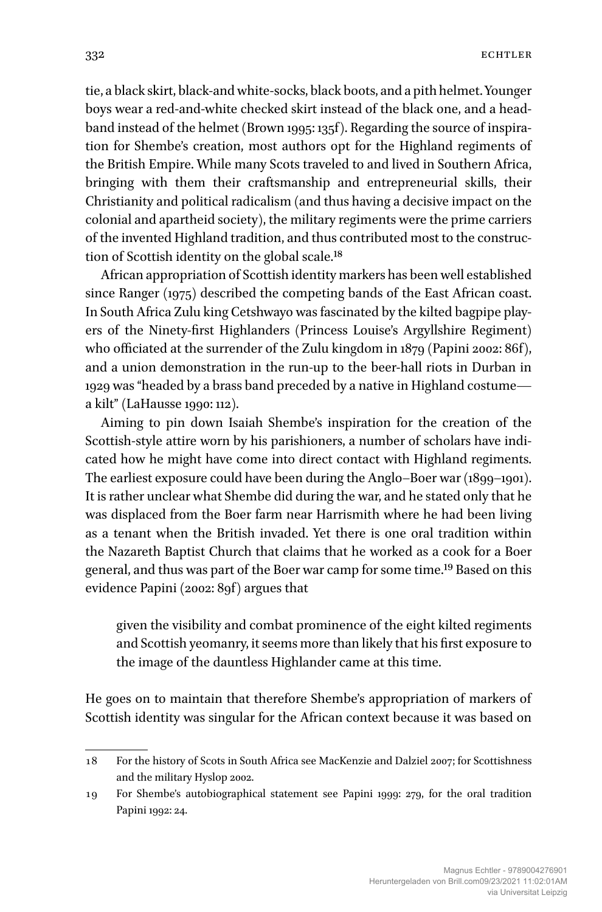tie, a black skirt, black-and white-socks, black boots, and a pith helmet. Younger boys wear a red-and-white checked skirt instead of the black one, and a headband instead of the helmet (Brown 1995: 135f). Regarding the source of inspiration for Shembe's creation, most authors opt for the Highland regiments of the British Empire. While many Scots traveled to and lived in Southern Africa, bringing with them their craftsmanship and entrepreneurial skills, their Christianity and political radicalism (and thus having a decisive impact on the colonial and apartheid society), the military regiments were the prime carriers of the invented Highland tradition, and thus contributed most to the construction of Scottish identity on the global scale.[18]

African appropriation of Scottish identity markers has been well established since Ranger (1975) described the competing bands of the East African coast. In South Africa Zulu king Cetshwayo was fascinated by the kilted bagpipe players of the Ninety-first Highlanders (Princess Louise's Argyllshire Regiment) who officiated at the surrender of the Zulu kingdom in 1879 (Papini 2002: 86f), and a union demonstration in the run-up to the beer-hall riots in Durban in 1929 was "headed by a brass band preceded by a native in Highland costume—a kilt" (LaHausse 1990: 112).

Aiming to pin down Isaiah Shembe's inspiration for the creation of the Scottish-style attire worn by his parishioners, a number of scholars have indicated how he might have come into direct contact with Highland regiments. The earliest exposure could have been during the Anglo–Boer war (1899–1901). It is rather unclear what Shembe did during the war, and he stated only that he was displaced from the Boer farm near Harrismith where he had been living as a tenant when the British invaded. Yet there is one oral tradition within the Nazareth Baptist Church that claims that he worked as a cook for a Boer general, and thus was part of the Boer war camp for some time.[19] Based on this evidence Papini (2002: 89f) argues that

> given the visibility and combat prominence of the eight kilted regiments and Scottish yeomanry, it seems more than likely that his first exposure to the image of the dauntless Highlander came at this time.

He goes on to maintain that therefore Shembe's appropriation of markers of Scottish identity was singular for the African context because it was based on

---

18 For the history of Scots in South Africa see MacKenzie and Dalziel 2007; for Scottishness and the military Hyslop 2002.

19 For Shembe's autobiographical statement see Papini 1999: 279, for the oral tradition Papini 1992: 24.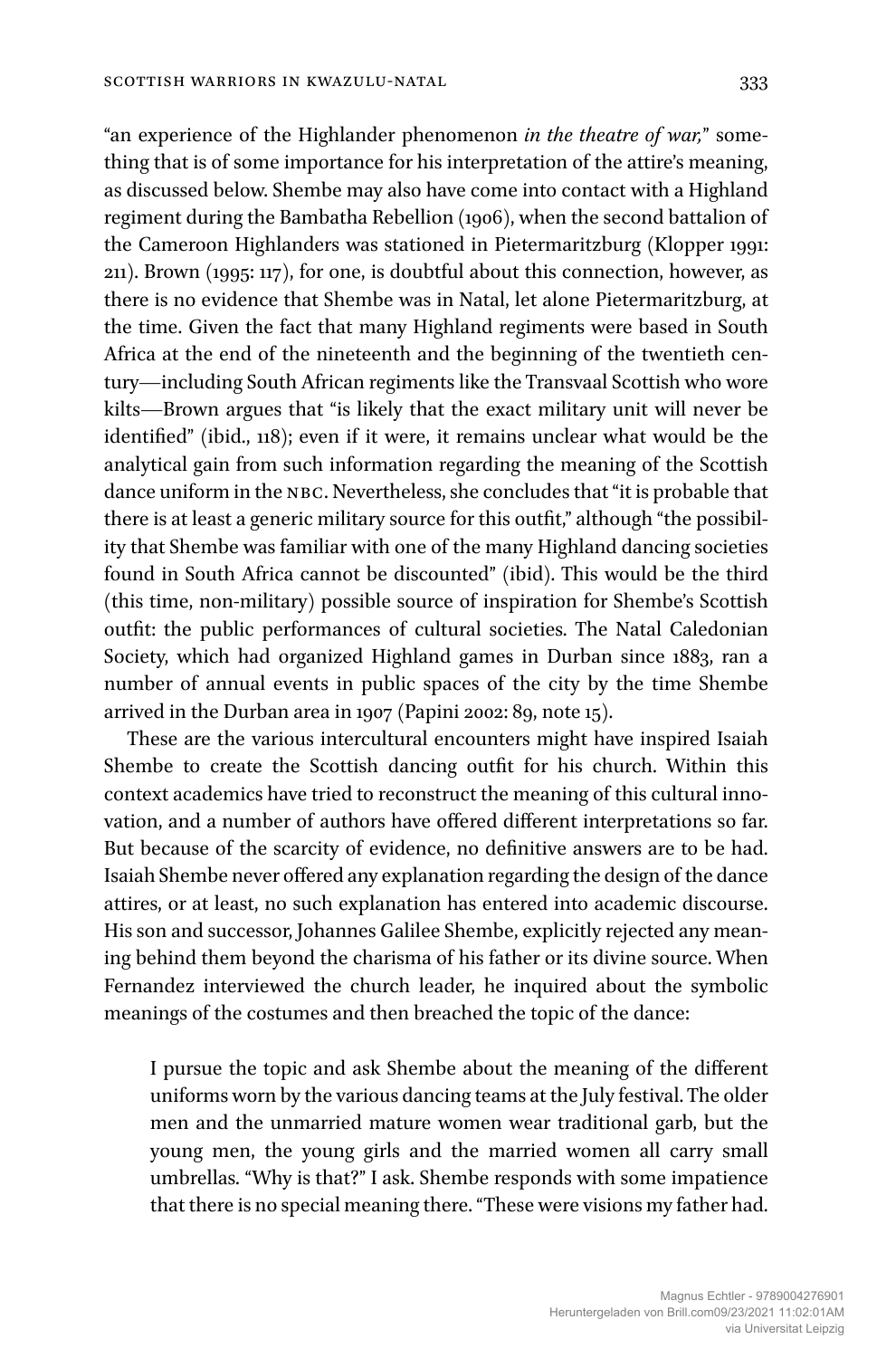"an experience of the Highlander phenomenon *in the theatre of war,*" something that is of some importance for his interpretation of the attire's meaning, as discussed below. Shembe may also have come into contact with a Highland regiment during the Bambatha Rebellion (1906), when the second battalion of the Cameroon Highlanders was stationed in Pietermaritzburg (Klopper 1991: 211). Brown (1995: 117), for one, is doubtful about this connection, however, as there is no evidence that Shembe was in Natal, let alone Pietermaritzburg, at the time. Given the fact that many Highland regiments were based in South Africa at the end of the nineteenth and the beginning of the twentieth century—including South African regiments like the Transvaal Scottish who wore kilts—Brown argues that "is likely that the exact military unit will never be identified" (ibid., 118); even if it were, it remains unclear what would be the analytical gain from such information regarding the meaning of the Scottish dance uniform in the NBC. Nevertheless, she concludes that "it is probable that there is at least a generic military source for this outfit," although "the possibility that Shembe was familiar with one of the many Highland dancing societies found in South Africa cannot be discounted" (ibid). This would be the third (this time, non-military) possible source of inspiration for Shembe's Scottish outfit: the public performances of cultural societies. The Natal Caledonian Society, which had organized Highland games in Durban since 1883, ran a number of annual events in public spaces of the city by the time Shembe arrived in the Durban area in 1907 (Papini 2002: 89, note 15).

These are the various intercultural encounters might have inspired Isaiah Shembe to create the Scottish dancing outfit for his church. Within this context academics have tried to reconstruct the meaning of this cultural innovation, and a number of authors have offered different interpretations so far. But because of the scarcity of evidence, no definitive answers are to be had. Isaiah Shembe never offered any explanation regarding the design of the dance attires, or at least, no such explanation has entered into academic discourse. His son and successor, Johannes Galilee Shembe, explicitly rejected any meaning behind them beyond the charisma of his father or its divine source. When Fernandez interviewed the church leader, he inquired about the symbolic meanings of the costumes and then breached the topic of the dance:

> I pursue the topic and ask Shembe about the meaning of the different uniforms worn by the various dancing teams at the July festival. The older men and the unmarried mature women wear traditional garb, but the young men, the young girls and the married women all carry small umbrellas. "Why is that?" I ask. Shembe responds with some impatience that there is no special meaning there. "These were visions my father had.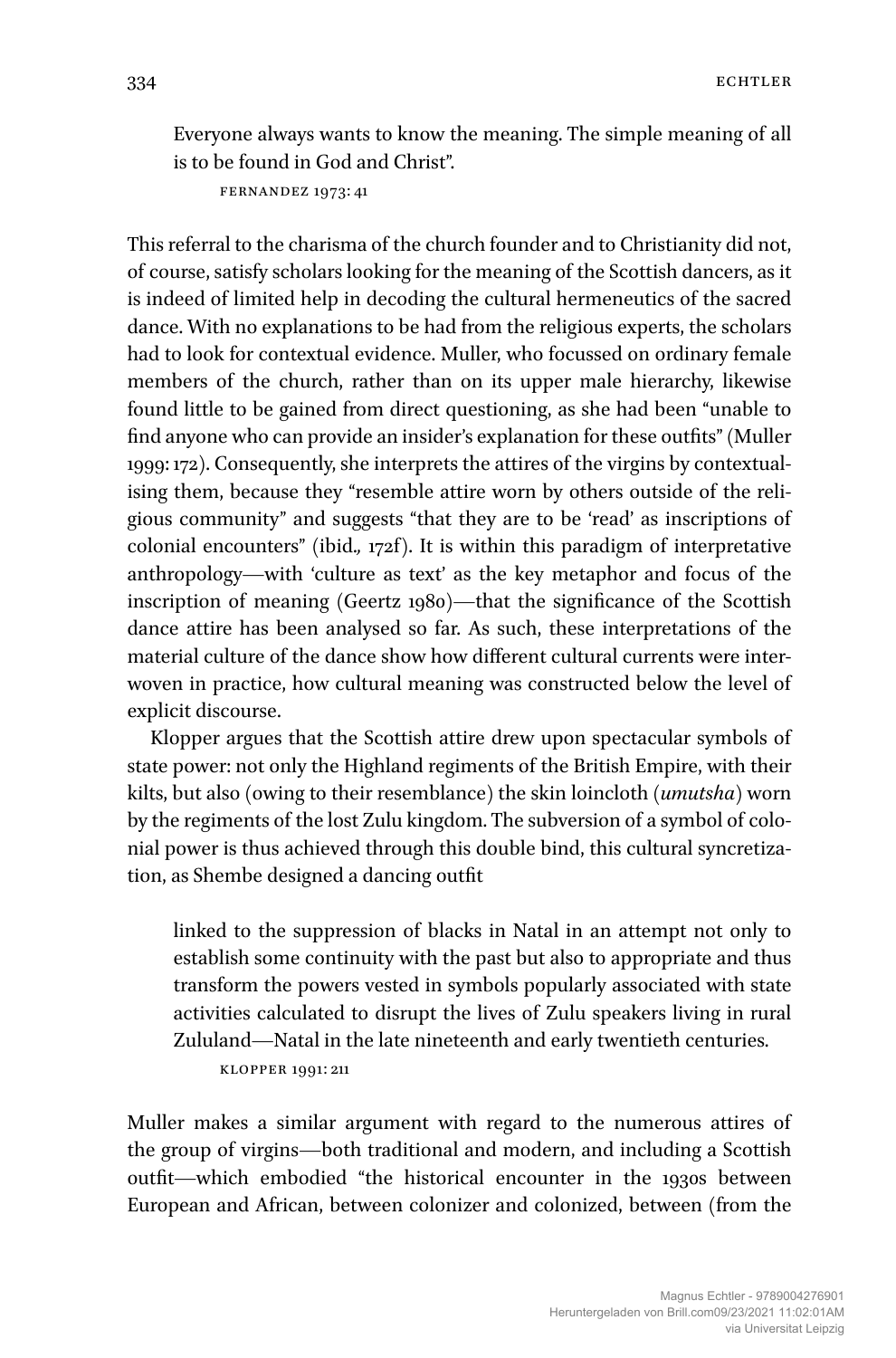> Everyone always wants to know the meaning. The simple meaning of all is to be found in God and Christ".
>
> FERNANDEZ 1973: 41

This referral to the charisma of the church founder and to Christianity did not, of course, satisfy scholars looking for the meaning of the Scottish dancers, as it is indeed of limited help in decoding the cultural hermeneutics of the sacred dance. With no explanations to be had from the religious experts, the scholars had to look for contextual evidence. Muller, who focussed on ordinary female members of the church, rather than on its upper male hierarchy, likewise found little to be gained from direct questioning, as she had been "unable to find anyone who can provide an insider's explanation for these outfits" (Muller 1999: 172). Consequently, she interprets the attires of the virgins by contextualising them, because they "resemble attire worn by others outside of the religious community" and suggests "that they are to be 'read' as inscriptions of colonial encounters" (ibid., 172f). It is within this paradigm of interpretative anthropology—with 'culture as text' as the key metaphor and focus of the inscription of meaning (Geertz 1980)—that the significance of the Scottish dance attire has been analysed so far. As such, these interpretations of the material culture of the dance show how different cultural currents were interwoven in practice, how cultural meaning was constructed below the level of explicit discourse.

Klopper argues that the Scottish attire drew upon spectacular symbols of state power: not only the Highland regiments of the British Empire, with their kilts, but also (owing to their resemblance) the skin loincloth (*umutsha*) worn by the regiments of the lost Zulu kingdom. The subversion of a symbol of colonial power is thus achieved through this double bind, this cultural syncretization, as Shembe designed a dancing outfit

> linked to the suppression of blacks in Natal in an attempt not only to establish some continuity with the past but also to appropriate and thus transform the powers vested in symbols popularly associated with state activities calculated to disrupt the lives of Zulu speakers living in rural Zululand—Natal in the late nineteenth and early twentieth centuries.
>
> KLOPPER 1991: 211

Muller makes a similar argument with regard to the numerous attires of the group of virgins—both traditional and modern, and including a Scottish outfit—which embodied "the historical encounter in the 1930s between European and African, between colonizer and colonized, between (from the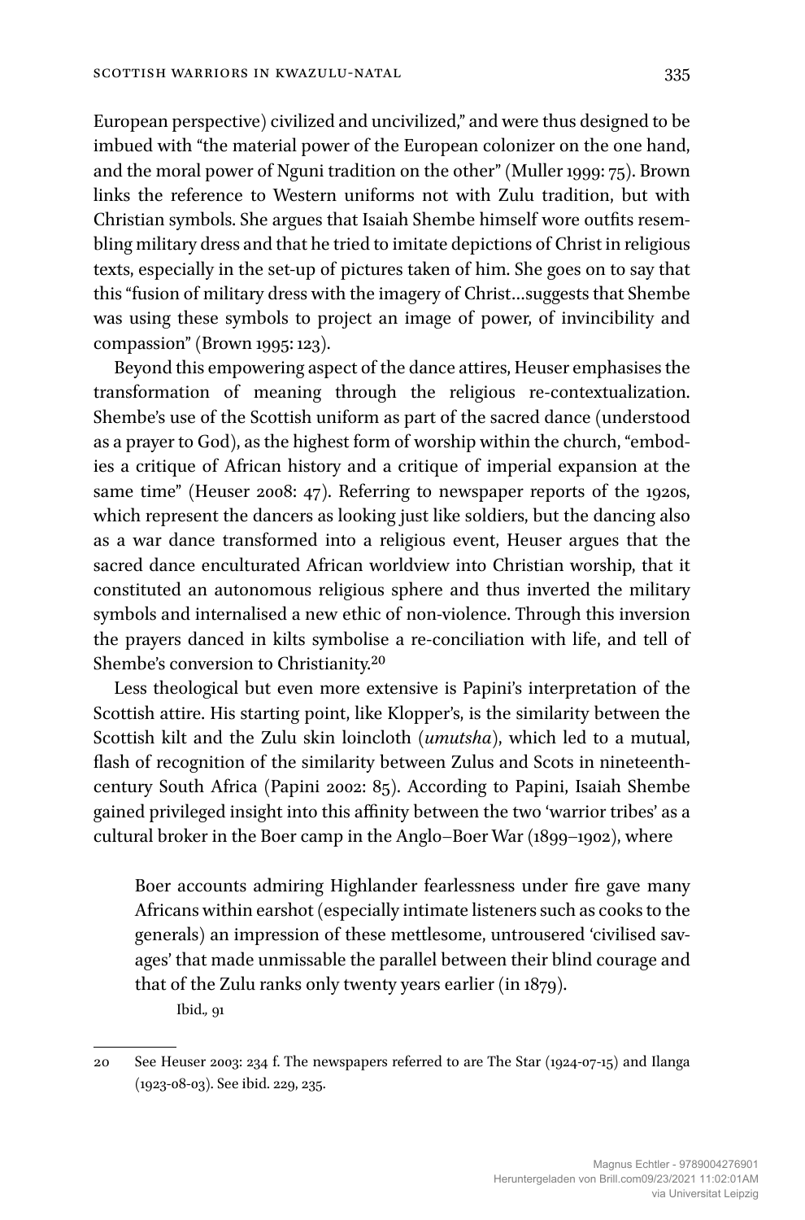European perspective) civilized and uncivilized," and were thus designed to be imbued with "the material power of the European colonizer on the one hand, and the moral power of Nguni tradition on the other" (Muller 1999: 75). Brown links the reference to Western uniforms not with Zulu tradition, but with Christian symbols. She argues that Isaiah Shembe himself wore outfits resembling military dress and that he tried to imitate depictions of Christ in religious texts, especially in the set-up of pictures taken of him. She goes on to say that this "fusion of military dress with the imagery of Christ…suggests that Shembe was using these symbols to project an image of power, of invincibility and compassion" (Brown 1995: 123).

Beyond this empowering aspect of the dance attires, Heuser emphasises the transformation of meaning through the religious re-contextualization. Shembe's use of the Scottish uniform as part of the sacred dance (understood as a prayer to God), as the highest form of worship within the church, "embodies a critique of African history and a critique of imperial expansion at the same time" (Heuser 2008: 47). Referring to newspaper reports of the 1920s, which represent the dancers as looking just like soldiers, but the dancing also as a war dance transformed into a religious event, Heuser argues that the sacred dance enculturated African worldview into Christian worship, that it constituted an autonomous religious sphere and thus inverted the military symbols and internalised a new ethic of non-violence. Through this inversion the prayers danced in kilts symbolise a re-conciliation with life, and tell of Shembe's conversion to Christianity.[20]

Less theological but even more extensive is Papini's interpretation of the Scottish attire. His starting point, like Klopper's, is the similarity between the Scottish kilt and the Zulu skin loincloth (*umutsha*), which led to a mutual, flash of recognition of the similarity between Zulus and Scots in nineteenth-century South Africa (Papini 2002: 85). According to Papini, Isaiah Shembe gained privileged insight into this affinity between the two 'warrior tribes' as a cultural broker in the Boer camp in the Anglo–Boer War (1899–1902), where

> Boer accounts admiring Highlander fearlessness under fire gave many Africans within earshot (especially intimate listeners such as cooks to the generals) an impression of these mettlesome, untrousered 'civilised savages' that made unmissable the parallel between their blind courage and that of the Zulu ranks only twenty years earlier (in 1879).
>
> Ibid., 91

---

20 See Heuser 2003: 234 f. The newspapers referred to are The Star (1924-07-15) and Ilanga (1923-08-03). See ibid. 229, 235.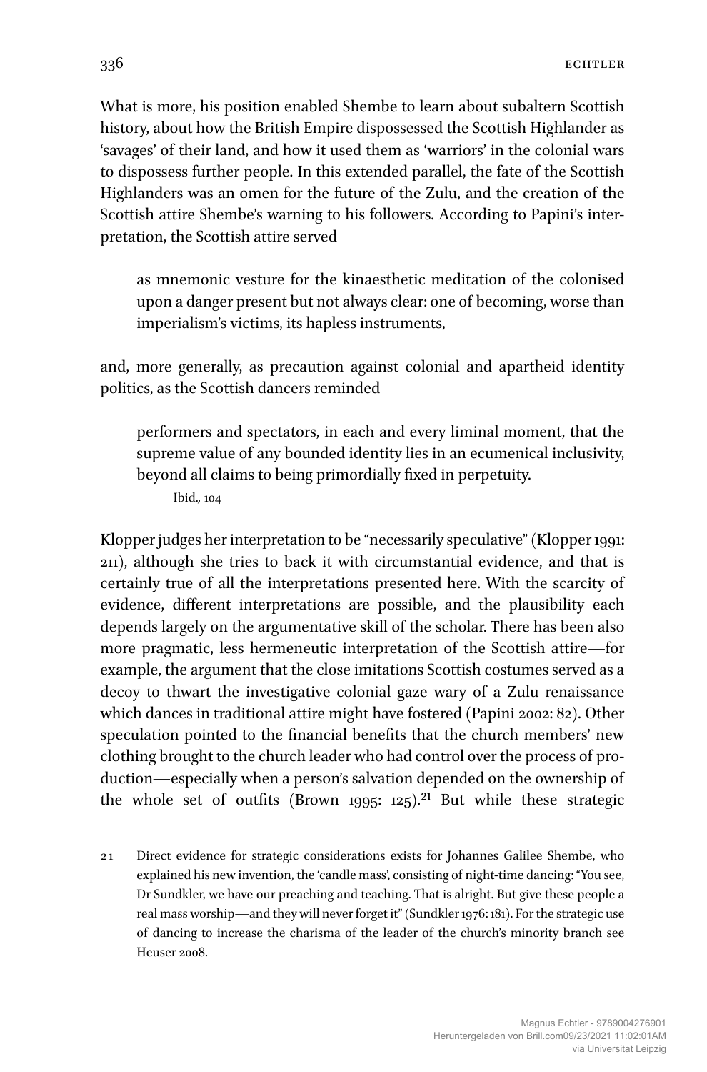What is more, his position enabled Shembe to learn about subaltern Scottish history, about how the British Empire dispossessed the Scottish Highlander as 'savages' of their land, and how it used them as 'warriors' in the colonial wars to dispossess further people. In this extended parallel, the fate of the Scottish Highlanders was an omen for the future of the Zulu, and the creation of the Scottish attire Shembe's warning to his followers. According to Papini's interpretation, the Scottish attire served

> as mnemonic vesture for the kinaesthetic meditation of the colonised upon a danger present but not always clear: one of becoming, worse than imperialism's victims, its hapless instruments,

and, more generally, as precaution against colonial and apartheid identity politics, as the Scottish dancers reminded

> performers and spectators, in each and every liminal moment, that the supreme value of any bounded identity lies in an ecumenical inclusivity, beyond all claims to being primordially fixed in perpetuity.
>
> Ibid., 104

Klopper judges her interpretation to be "necessarily speculative" (Klopper 1991: 211), although she tries to back it with circumstantial evidence, and that is certainly true of all the interpretations presented here. With the scarcity of evidence, different interpretations are possible, and the plausibility each depends largely on the argumentative skill of the scholar. There has been also more pragmatic, less hermeneutic interpretation of the Scottish attire—for example, the argument that the close imitations Scottish costumes served as a decoy to thwart the investigative colonial gaze wary of a Zulu renaissance which dances in traditional attire might have fostered (Papini 2002: 82). Other speculation pointed to the financial benefits that the church members' new clothing brought to the church leader who had control over the process of production—especially when a person's salvation depended on the ownership of the whole set of outfits (Brown 1995: 125).[21] But while these strategic

21 Direct evidence for strategic considerations exists for Johannes Galilee Shembe, who explained his new invention, the 'candle mass', consisting of night-time dancing: "You see, Dr Sundkler, we have our preaching and teaching. That is alright. But give these people a real mass worship—and they will never forget it" (Sundkler 1976: 181). For the strategic use of dancing to increase the charisma of the leader of the church's minority branch see Heuser 2008.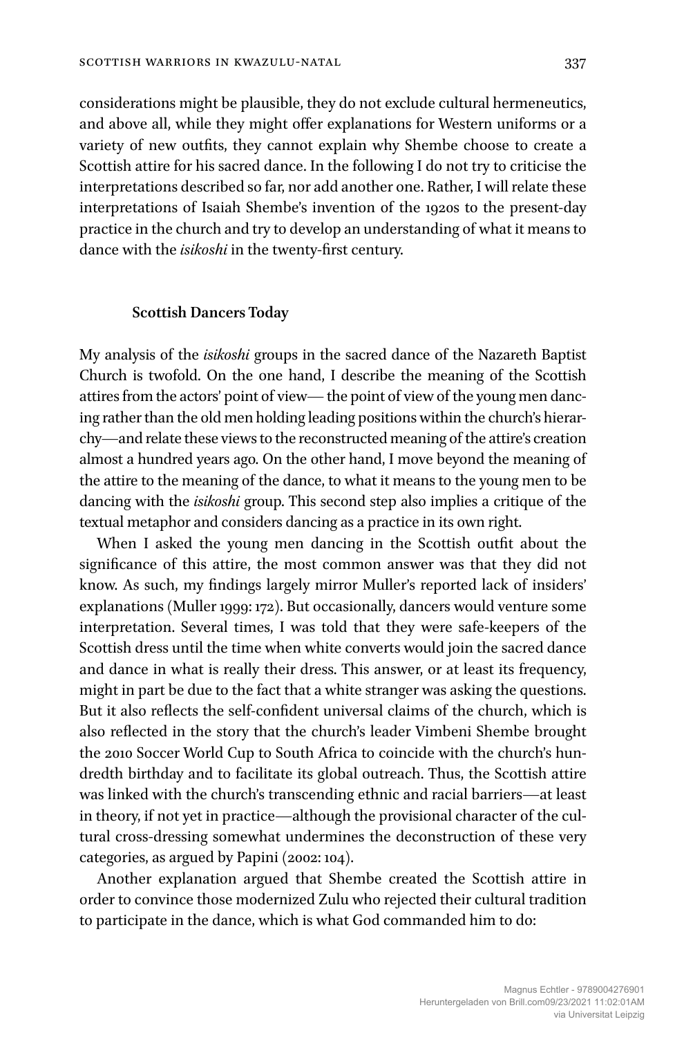considerations might be plausible, they do not exclude cultural hermeneutics, and above all, while they might offer explanations for Western uniforms or a variety of new outfits, they cannot explain why Shembe choose to create a Scottish attire for his sacred dance. In the following I do not try to criticise the interpretations described so far, nor add another one. Rather, I will relate these interpretations of Isaiah Shembe's invention of the 1920s to the present-day practice in the church and try to develop an understanding of what it means to dance with the *isikoshi* in the twenty-first century.

### Scottish Dancers Today

My analysis of the *isikoshi* groups in the sacred dance of the Nazareth Baptist Church is twofold. On the one hand, I describe the meaning of the Scottish attires from the actors' point of view— the point of view of the young men dancing rather than the old men holding leading positions within the church's hierarchy—and relate these views to the reconstructed meaning of the attire's creation almost a hundred years ago. On the other hand, I move beyond the meaning of the attire to the meaning of the dance, to what it means to the young men to be dancing with the *isikoshi* group. This second step also implies a critique of the textual metaphor and considers dancing as a practice in its own right.

When I asked the young men dancing in the Scottish outfit about the significance of this attire, the most common answer was that they did not know. As such, my findings largely mirror Muller's reported lack of insiders' explanations (Muller 1999: 172). But occasionally, dancers would venture some interpretation. Several times, I was told that they were safe-keepers of the Scottish dress until the time when white converts would join the sacred dance and dance in what is really their dress. This answer, or at least its frequency, might in part be due to the fact that a white stranger was asking the questions. But it also reflects the self-confident universal claims of the church, which is also reflected in the story that the church's leader Vimbeni Shembe brought the 2010 Soccer World Cup to South Africa to coincide with the church's hundredth birthday and to facilitate its global outreach. Thus, the Scottish attire was linked with the church's transcending ethnic and racial barriers—at least in theory, if not yet in practice—although the provisional character of the cultural cross-dressing somewhat undermines the deconstruction of these very categories, as argued by Papini (2002: 104).

Another explanation argued that Shembe created the Scottish attire in order to convince those modernized Zulu who rejected their cultural tradition to participate in the dance, which is what God commanded him to do: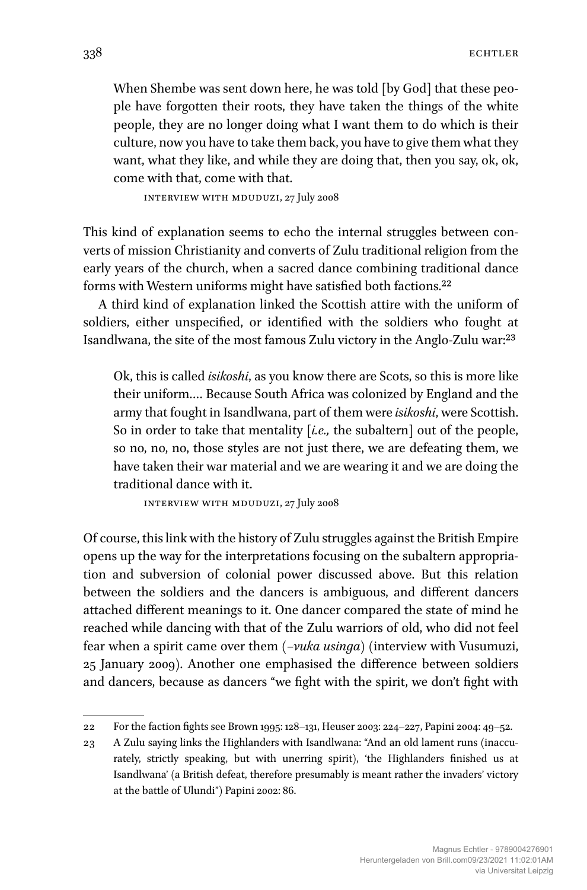> When Shembe was sent down here, he was told [by God] that these people have forgotten their roots, they have taken the things of the white people, they are no longer doing what I want them to do which is their culture, now you have to take them back, you have to give them what they want, what they like, and while they are doing that, then you say, ok, ok, come with that, come with that.
>
> INTERVIEW WITH MDUDUZI, 27 July 2008

This kind of explanation seems to echo the internal struggles between converts of mission Christianity and converts of Zulu traditional religion from the early years of the church, when a sacred dance combining traditional dance forms with Western uniforms might have satisfied both factions.[22]

A third kind of explanation linked the Scottish attire with the uniform of soldiers, either unspecified, or identified with the soldiers who fought at Isandlwana, the site of the most famous Zulu victory in the Anglo-Zulu war:[23]

> Ok, this is called *isikoshi*, as you know there are Scots, so this is more like their uniform.… Because South Africa was colonized by England and the army that fought in Isandlwana, part of them were *isikoshi*, were Scottish. So in order to take that mentality [*i.e.,* the subaltern] out of the people, so no, no, no, those styles are not just there, we are defeating them, we have taken their war material and we are wearing it and we are doing the traditional dance with it.
>
> INTERVIEW WITH MDUDUZI, 27 July 2008

Of course, this link with the history of Zulu struggles against the British Empire opens up the way for the interpretations focusing on the subaltern appropriation and subversion of colonial power discussed above. But this relation between the soldiers and the dancers is ambiguous, and different dancers attached different meanings to it. One dancer compared the state of mind he reached while dancing with that of the Zulu warriors of old, who did not feel fear when a spirit came over them (*–vuka usinga*) (interview with Vusumuzi, 25 January 2009). Another one emphasised the difference between soldiers and dancers, because as dancers "we fight with the spirit, we don't fight with

---

22 For the faction fights see Brown 1995: 128–131, Heuser 2003: 224–227, Papini 2004: 49–52.

23 A Zulu saying links the Highlanders with Isandlwana: "And an old lament runs (inaccurately, strictly speaking, but with unerring spirit), 'the Highlanders finished us at Isandlwana' (a British defeat, therefore presumably is meant rather the invaders' victory at the battle of Ulundi") Papini 2002: 86.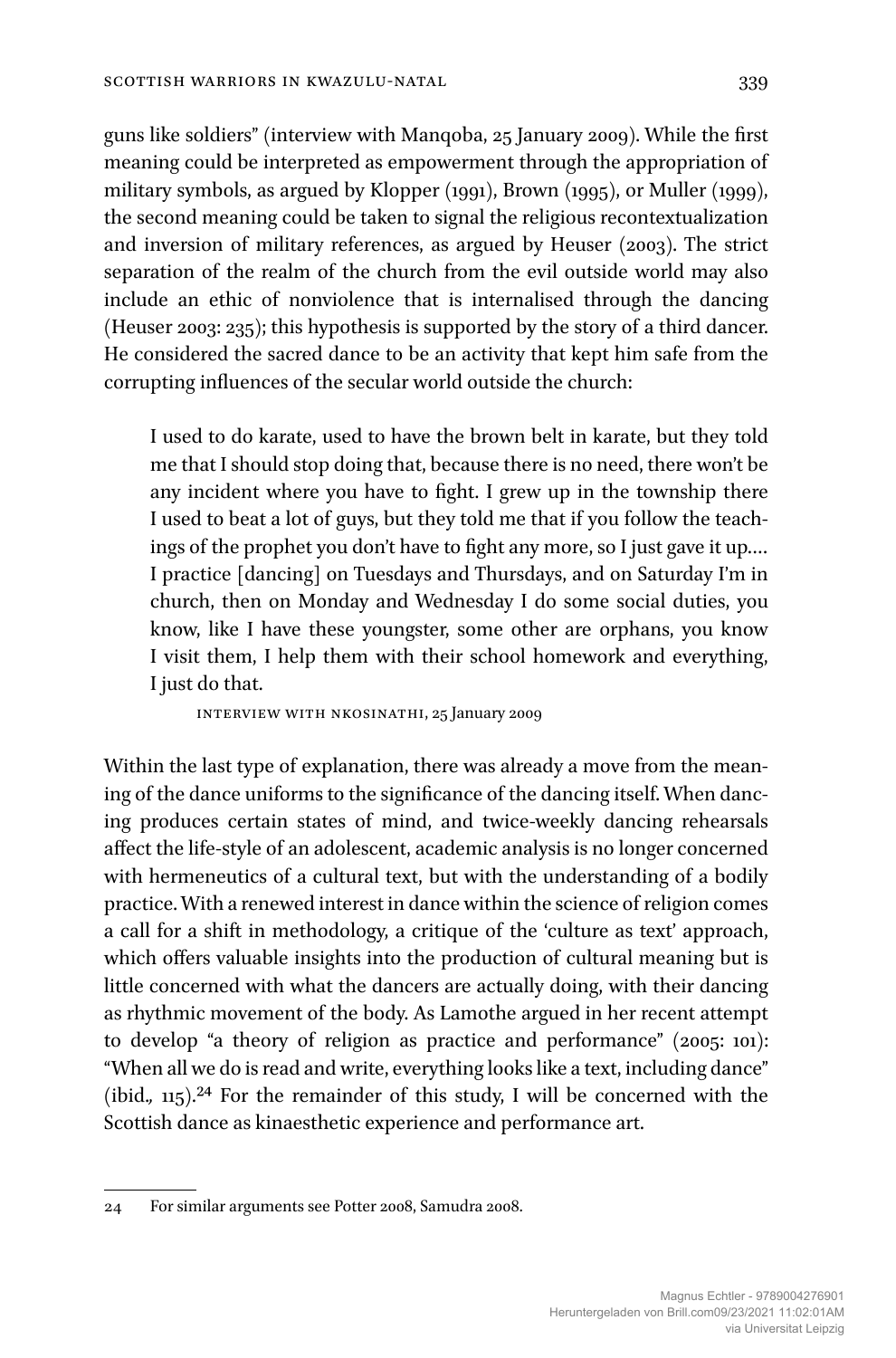guns like soldiers" (interview with Manqoba, 25 January 2009). While the first meaning could be interpreted as empowerment through the appropriation of military symbols, as argued by Klopper (1991), Brown (1995), or Muller (1999), the second meaning could be taken to signal the religious recontextualization and inversion of military references, as argued by Heuser (2003). The strict separation of the realm of the church from the evil outside world may also include an ethic of nonviolence that is internalised through the dancing (Heuser 2003: 235); this hypothesis is supported by the story of a third dancer. He considered the sacred dance to be an activity that kept him safe from the corrupting influences of the secular world outside the church:

> I used to do karate, used to have the brown belt in karate, but they told me that I should stop doing that, because there is no need, there won't be any incident where you have to fight. I grew up in the township there I used to beat a lot of guys, but they told me that if you follow the teachings of the prophet you don't have to fight any more, so I just gave it up.… I practice [dancing] on Tuesdays and Thursdays, and on Saturday I'm in church, then on Monday and Wednesday I do some social duties, you know, like I have these youngster, some other are orphans, you know I visit them, I help them with their school homework and everything, I just do that.
>
> INTERVIEW WITH NKOSINATHI, 25 January 2009

Within the last type of explanation, there was already a move from the meaning of the dance uniforms to the significance of the dancing itself. When dancing produces certain states of mind, and twice-weekly dancing rehearsals affect the life-style of an adolescent, academic analysis is no longer concerned with hermeneutics of a cultural text, but with the understanding of a bodily practice. With a renewed interest in dance within the science of religion comes a call for a shift in methodology, a critique of the 'culture as text' approach, which offers valuable insights into the production of cultural meaning but is little concerned with what the dancers are actually doing, with their dancing as rhythmic movement of the body. As Lamothe argued in her recent attempt to develop "a theory of religion as practice and performance" (2005: 101): "When all we do is read and write, everything looks like a text, including dance" (ibid., 115).[24] For the remainder of this study, I will be concerned with the Scottish dance as kinaesthetic experience and performance art.

---

24 For similar arguments see Potter 2008, Samudra 2008.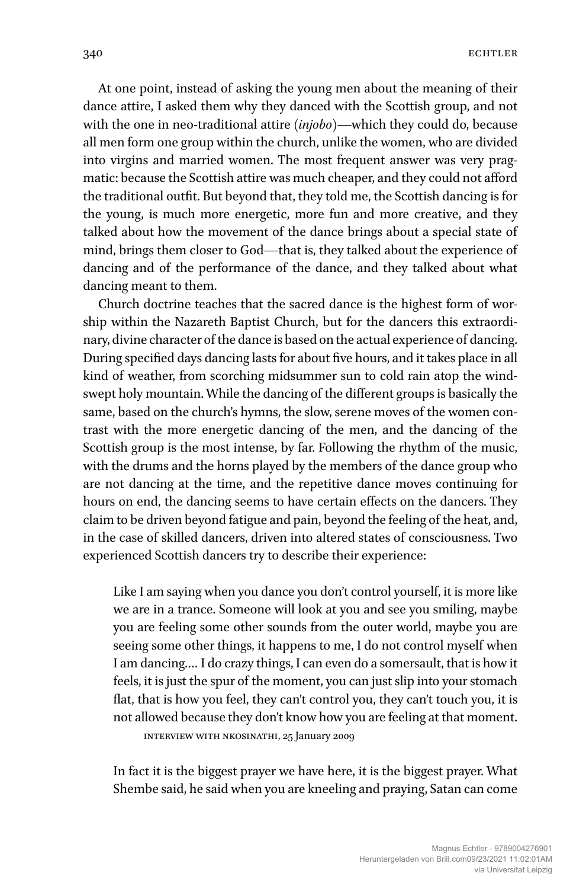At one point, instead of asking the young men about the meaning of their dance attire, I asked them why they danced with the Scottish group, and not with the one in neo-traditional attire (*injobo*)—which they could do, because all men form one group within the church, unlike the women, who are divided into virgins and married women. The most frequent answer was very pragmatic: because the Scottish attire was much cheaper, and they could not afford the traditional outfit. But beyond that, they told me, the Scottish dancing is for the young, is much more energetic, more fun and more creative, and they talked about how the movement of the dance brings about a special state of mind, brings them closer to God—that is, they talked about the experience of dancing and of the performance of the dance, and they talked about what dancing meant to them.

Church doctrine teaches that the sacred dance is the highest form of worship within the Nazareth Baptist Church, but for the dancers this extraordinary, divine character of the dance is based on the actual experience of dancing. During specified days dancing lasts for about five hours, and it takes place in all kind of weather, from scorching midsummer sun to cold rain atop the windswept holy mountain. While the dancing of the different groups is basically the same, based on the church's hymns, the slow, serene moves of the women contrast with the more energetic dancing of the men, and the dancing of the Scottish group is the most intense, by far. Following the rhythm of the music, with the drums and the horns played by the members of the dance group who are not dancing at the time, and the repetitive dance moves continuing for hours on end, the dancing seems to have certain effects on the dancers. They claim to be driven beyond fatigue and pain, beyond the feeling of the heat, and, in the case of skilled dancers, driven into altered states of consciousness. Two experienced Scottish dancers try to describe their experience:

> Like I am saying when you dance you don't control yourself, it is more like we are in a trance. Someone will look at you and see you smiling, maybe you are feeling some other sounds from the outer world, maybe you are seeing some other things, it happens to me, I do not control myself when I am dancing.... I do crazy things, I can even do a somersault, that is how it feels, it is just the spur of the moment, you can just slip into your stomach flat, that is how you feel, they can't control you, they can't touch you, it is not allowed because they don't know how you are feeling at that moment.
>
> INTERVIEW WITH NKOSINATHI, 25 January 2009

> In fact it is the biggest prayer we have here, it is the biggest prayer. What Shembe said, he said when you are kneeling and praying, Satan can come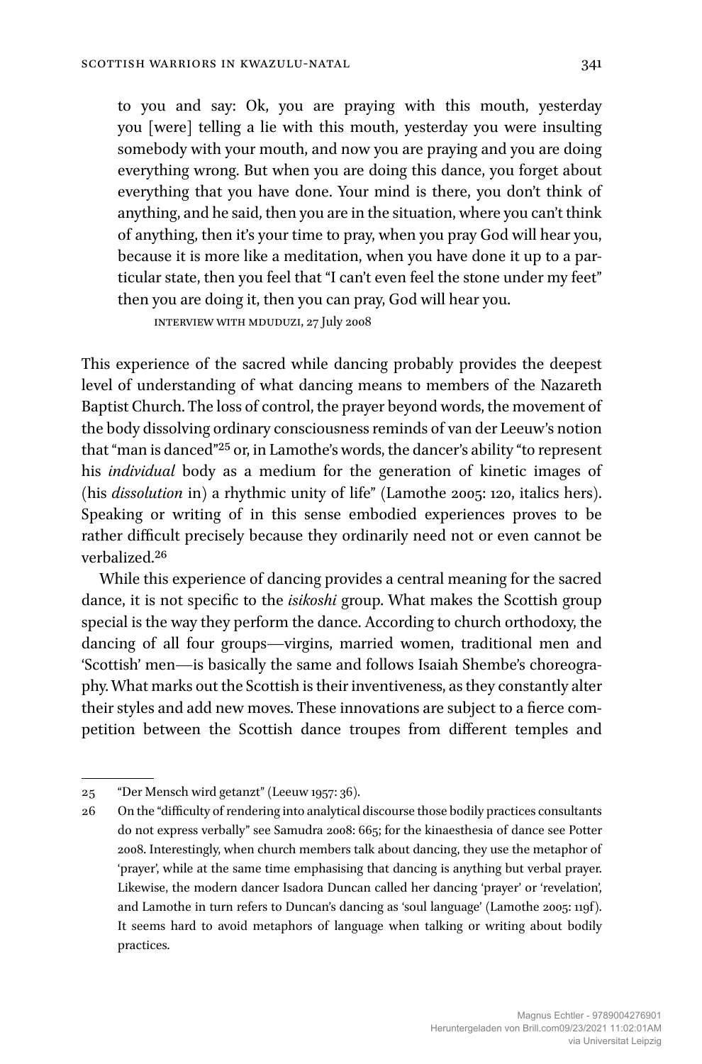to you and say: Ok, you are praying with this mouth, yesterday you [were] telling a lie with this mouth, yesterday you were insulting somebody with your mouth, and now you are praying and you are doing everything wrong. But when you are doing this dance, you forget about everything that you have done. Your mind is there, you don't think of anything, and he said, then you are in the situation, where you can't think of anything, then it's your time to pray, when you pray God will hear you, because it is more like a meditation, when you have done it up to a particular state, then you feel that "I can't even feel the stone under my feet" then you are doing it, then you can pray, God will hear you.

INTERVIEW WITH MDUDUZI, 27 July 2008

This experience of the sacred while dancing probably provides the deepest level of understanding of what dancing means to members of the Nazareth Baptist Church. The loss of control, the prayer beyond words, the movement of the body dissolving ordinary consciousness reminds of van der Leeuw's notion that "man is danced"[25] or, in Lamothe's words, the dancer's ability "to represent his *individual* body as a medium for the generation of kinetic images of (his *dissolution* in) a rhythmic unity of life" (Lamothe 2005: 120, italics hers). Speaking or writing of in this sense embodied experiences proves to be rather difficult precisely because they ordinarily need not or even cannot be verbalized.[26]

While this experience of dancing provides a central meaning for the sacred dance, it is not specific to the *isikoshi* group. What makes the Scottish group special is the way they perform the dance. According to church orthodoxy, the dancing of all four groups—virgins, married women, traditional men and 'Scottish' men—is basically the same and follows Isaiah Shembe's choreography. What marks out the Scottish is their inventiveness, as they constantly alter their styles and add new moves. These innovations are subject to a fierce competition between the Scottish dance troupes from different temples and

---

25 "Der Mensch wird getanzt" (Leeuw 1957: 36).

26 On the "difficulty of rendering into analytical discourse those bodily practices consultants do not express verbally" see Samudra 2008: 665; for the kinaesthesia of dance see Potter 2008. Interestingly, when church members talk about dancing, they use the metaphor of 'prayer', while at the same time emphasising that dancing is anything but verbal prayer. Likewise, the modern dancer Isadora Duncan called her dancing 'prayer' or 'revelation', and Lamothe in turn refers to Duncan's dancing as 'soul language' (Lamothe 2005: 119f). It seems hard to avoid metaphors of language when talking or writing about bodily practices.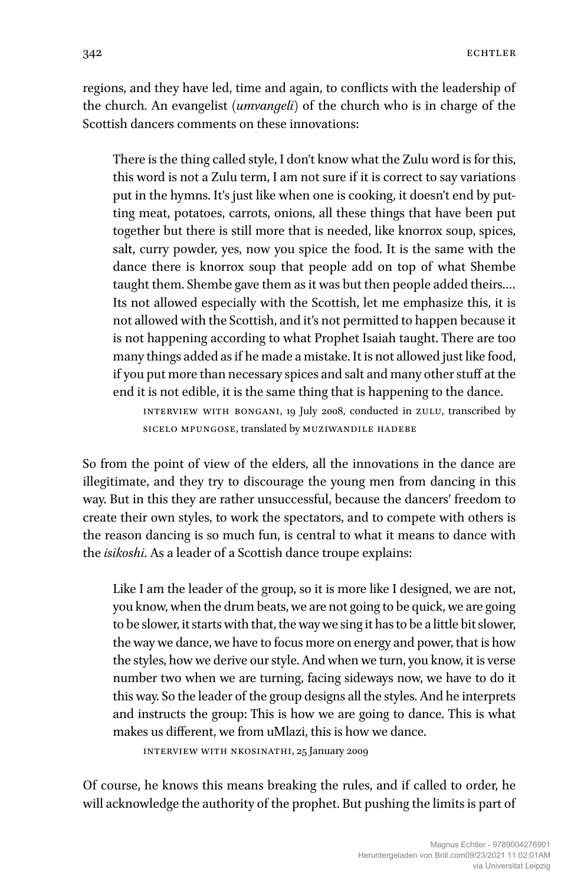regions, and they have led, time and again, to conflicts with the leadership of the church. An evangelist (*umvangeli*) of the church who is in charge of the Scottish dancers comments on these innovations:

> There is the thing called style, I don't know what the Zulu word is for this, this word is not a Zulu term, I am not sure if it is correct to say variations put in the hymns. It's just like when one is cooking, it doesn't end by putting meat, potatoes, carrots, onions, all these things that have been put together but there is still more that is needed, like knorrox soup, spices, salt, curry powder, yes, now you spice the food. It is the same with the dance there is knorrox soup that people add on top of what Shembe taught them. Shembe gave them as it was but then people added theirs.… Its not allowed especially with the Scottish, let me emphasize this, it is not allowed with the Scottish, and it's not permitted to happen because it is not happening according to what Prophet Isaiah taught. There are too many things added as if he made a mistake. It is not allowed just like food, if you put more than necessary spices and salt and many other stuff at the end it is not edible, it is the same thing that is happening to the dance.
>
> INTERVIEW WITH BONGANI, 19 July 2008, conducted in ZULU, transcribed by SICELO MPUNGOSE, translated by MUZIWANDILE HADEBE

So from the point of view of the elders, all the innovations in the dance are illegitimate, and they try to discourage the young men from dancing in this way. But in this they are rather unsuccessful, because the dancers' freedom to create their own styles, to work the spectators, and to compete with others is the reason dancing is so much fun, is central to what it means to dance with the *isikoshi*. As a leader of a Scottish dance troupe explains:

> Like I am the leader of the group, so it is more like I designed, we are not, you know, when the drum beats, we are not going to be quick, we are going to be slower, it starts with that, the way we sing it has to be a little bit slower, the way we dance, we have to focus more on energy and power, that is how the styles, how we derive our style. And when we turn, you know, it is verse number two when we are turning, facing sideways now, we have to do it this way. So the leader of the group designs all the styles. And he interprets and instructs the group: This is how we are going to dance. This is what makes us different, we from uMlazi, this is how we dance.
>
> INTERVIEW WITH NKOSINATHI, 25 January 2009

Of course, he knows this means breaking the rules, and if called to order, he will acknowledge the authority of the prophet. But pushing the limits is part of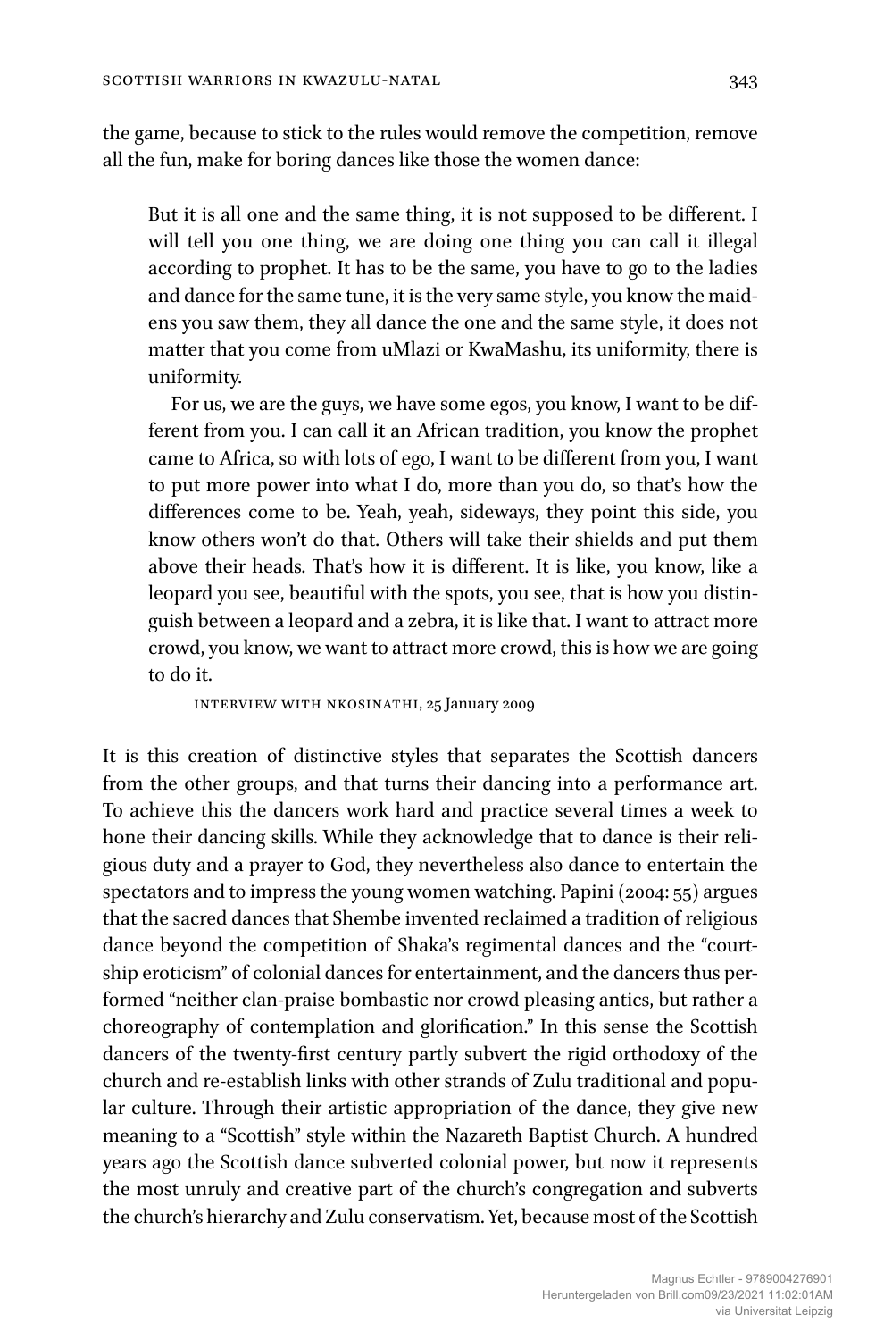the game, because to stick to the rules would remove the competition, remove all the fun, make for boring dances like those the women dance:

> But it is all one and the same thing, it is not supposed to be different. I will tell you one thing, we are doing one thing you can call it illegal according to prophet. It has to be the same, you have to go to the ladies and dance for the same tune, it is the very same style, you know the maidens you saw them, they all dance the one and the same style, it does not matter that you come from uMlazi or KwaMashu, its uniformity, there is uniformity.
>
> For us, we are the guys, we have some egos, you know, I want to be different from you. I can call it an African tradition, you know the prophet came to Africa, so with lots of ego, I want to be different from you, I want to put more power into what I do, more than you do, so that's how the differences come to be. Yeah, yeah, sideways, they point this side, you know others won't do that. Others will take their shields and put them above their heads. That's how it is different. It is like, you know, like a leopard you see, beautiful with the spots, you see, that is how you distinguish between a leopard and a zebra, it is like that. I want to attract more crowd, you know, we want to attract more crowd, this is how we are going to do it.
>
> INTERVIEW WITH NKOSINATHI, 25 January 2009

It is this creation of distinctive styles that separates the Scottish dancers from the other groups, and that turns their dancing into a performance art. To achieve this the dancers work hard and practice several times a week to hone their dancing skills. While they acknowledge that to dance is their religious duty and a prayer to God, they nevertheless also dance to entertain the spectators and to impress the young women watching. Papini (2004: 55) argues that the sacred dances that Shembe invented reclaimed a tradition of religious dance beyond the competition of Shaka's regimental dances and the "courtship eroticism" of colonial dances for entertainment, and the dancers thus performed "neither clan-praise bombastic nor crowd pleasing antics, but rather a choreography of contemplation and glorification." In this sense the Scottish dancers of the twenty-first century partly subvert the rigid orthodoxy of the church and re-establish links with other strands of Zulu traditional and popular culture. Through their artistic appropriation of the dance, they give new meaning to a "Scottish" style within the Nazareth Baptist Church. A hundred years ago the Scottish dance subverted colonial power, but now it represents the most unruly and creative part of the church's congregation and subverts the church's hierarchy and Zulu conservatism. Yet, because most of the Scottish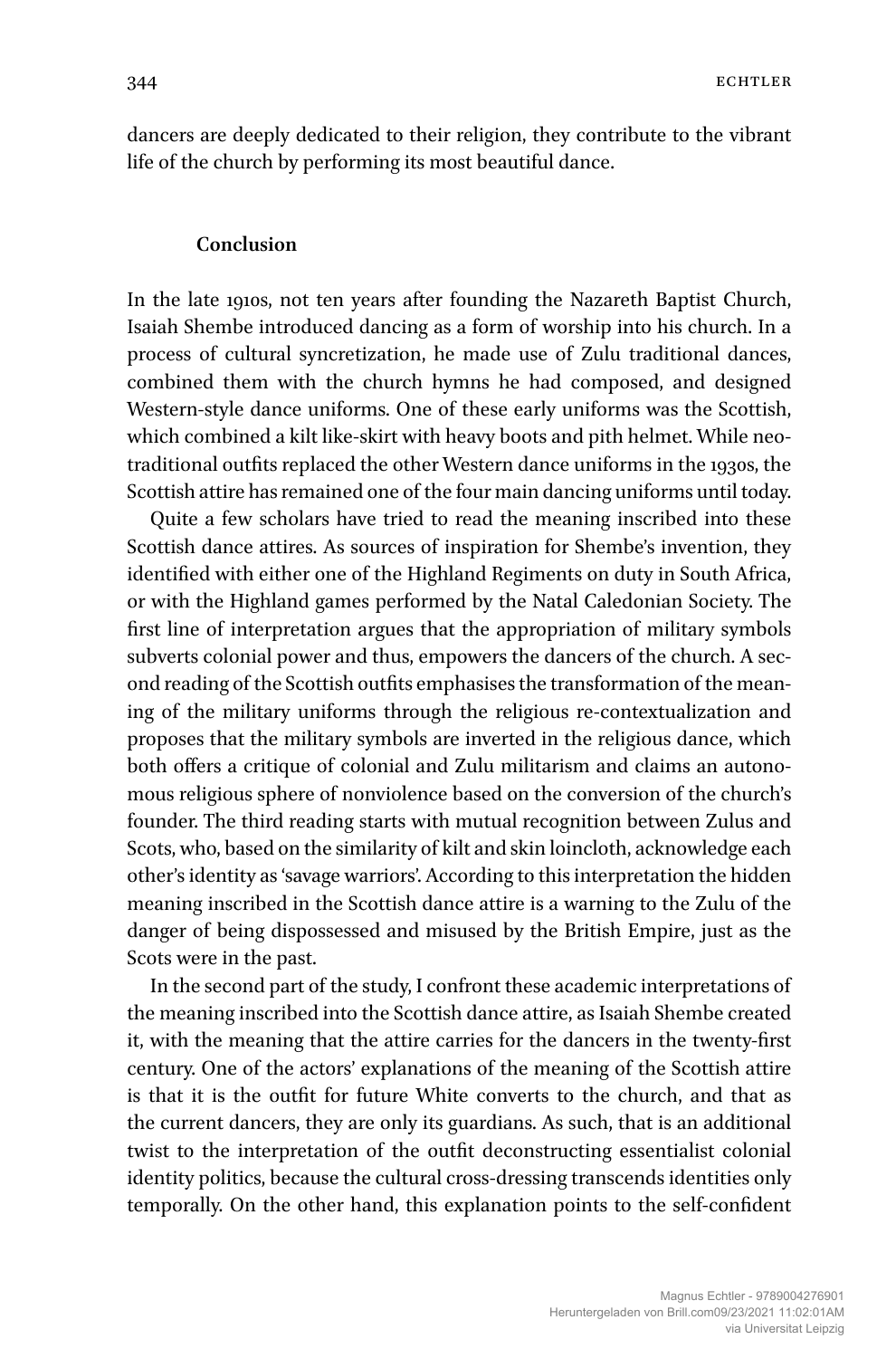dancers are deeply dedicated to their religion, they contribute to the vibrant life of the church by performing its most beautiful dance.

## Conclusion

In the late 1910s, not ten years after founding the Nazareth Baptist Church, Isaiah Shembe introduced dancing as a form of worship into his church. In a process of cultural syncretization, he made use of Zulu traditional dances, combined them with the church hymns he had composed, and designed Western-style dance uniforms. One of these early uniforms was the Scottish, which combined a kilt like-skirt with heavy boots and pith helmet. While neo-traditional outfits replaced the other Western dance uniforms in the 1930s, the Scottish attire has remained one of the four main dancing uniforms until today.

Quite a few scholars have tried to read the meaning inscribed into these Scottish dance attires. As sources of inspiration for Shembe's invention, they identified with either one of the Highland Regiments on duty in South Africa, or with the Highland games performed by the Natal Caledonian Society. The first line of interpretation argues that the appropriation of military symbols subverts colonial power and thus, empowers the dancers of the church. A second reading of the Scottish outfits emphasises the transformation of the meaning of the military uniforms through the religious re-contextualization and proposes that the military symbols are inverted in the religious dance, which both offers a critique of colonial and Zulu militarism and claims an autonomous religious sphere of nonviolence based on the conversion of the church's founder. The third reading starts with mutual recognition between Zulus and Scots, who, based on the similarity of kilt and skin loincloth, acknowledge each other's identity as 'savage warriors'. According to this interpretation the hidden meaning inscribed in the Scottish dance attire is a warning to the Zulu of the danger of being dispossessed and misused by the British Empire, just as the Scots were in the past.

In the second part of the study, I confront these academic interpretations of the meaning inscribed into the Scottish dance attire, as Isaiah Shembe created it, with the meaning that the attire carries for the dancers in the twenty-first century. One of the actors' explanations of the meaning of the Scottish attire is that it is the outfit for future White converts to the church, and that as the current dancers, they are only its guardians. As such, that is an additional twist to the interpretation of the outfit deconstructing essentialist colonial identity politics, because the cultural cross-dressing transcends identities only temporally. On the other hand, this explanation points to the self-confident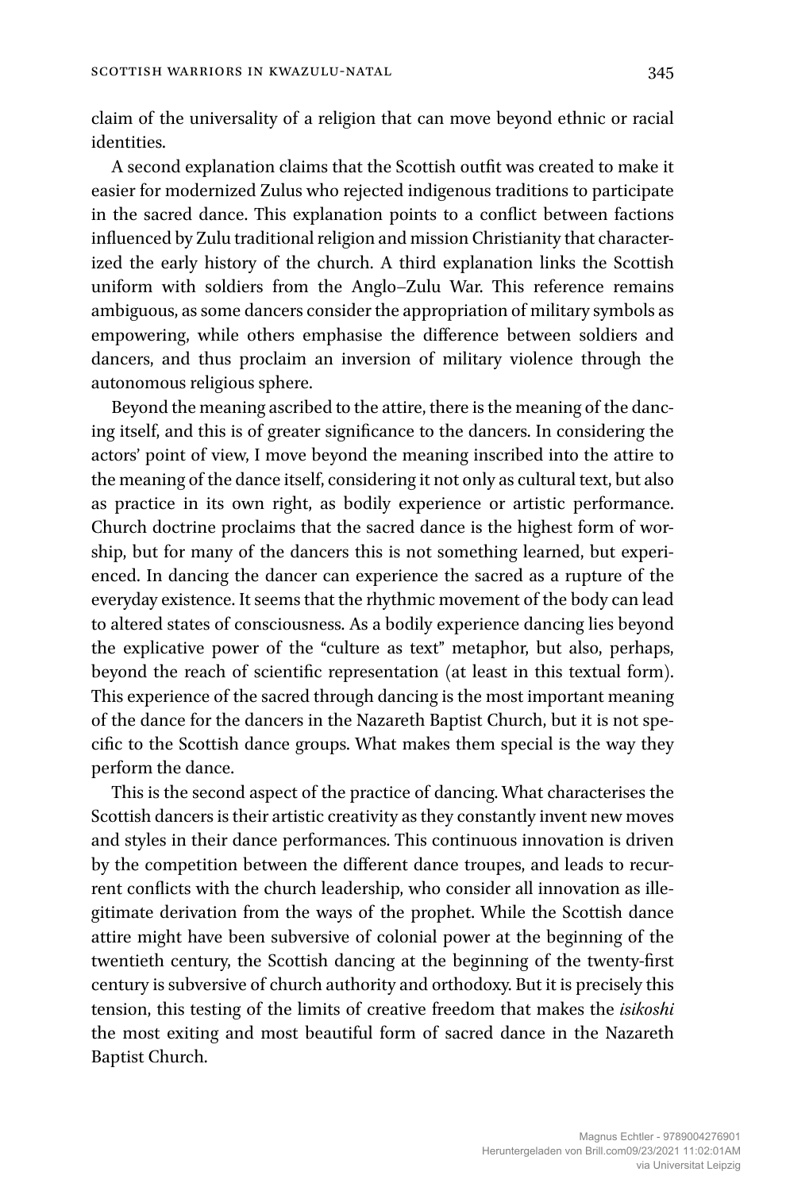claim of the universality of a religion that can move beyond ethnic or racial identities.

A second explanation claims that the Scottish outfit was created to make it easier for modernized Zulus who rejected indigenous traditions to participate in the sacred dance. This explanation points to a conflict between factions influenced by Zulu traditional religion and mission Christianity that characterized the early history of the church. A third explanation links the Scottish uniform with soldiers from the Anglo–Zulu War. This reference remains ambiguous, as some dancers consider the appropriation of military symbols as empowering, while others emphasise the difference between soldiers and dancers, and thus proclaim an inversion of military violence through the autonomous religious sphere.

Beyond the meaning ascribed to the attire, there is the meaning of the dancing itself, and this is of greater significance to the dancers. In considering the actors' point of view, I move beyond the meaning inscribed into the attire to the meaning of the dance itself, considering it not only as cultural text, but also as practice in its own right, as bodily experience or artistic performance. Church doctrine proclaims that the sacred dance is the highest form of worship, but for many of the dancers this is not something learned, but experienced. In dancing the dancer can experience the sacred as a rupture of the everyday existence. It seems that the rhythmic movement of the body can lead to altered states of consciousness. As a bodily experience dancing lies beyond the explicative power of the "culture as text" metaphor, but also, perhaps, beyond the reach of scientific representation (at least in this textual form). This experience of the sacred through dancing is the most important meaning of the dance for the dancers in the Nazareth Baptist Church, but it is not specific to the Scottish dance groups. What makes them special is the way they perform the dance.

This is the second aspect of the practice of dancing. What characterises the Scottish dancers is their artistic creativity as they constantly invent new moves and styles in their dance performances. This continuous innovation is driven by the competition between the different dance troupes, and leads to recurrent conflicts with the church leadership, who consider all innovation as illegitimate derivation from the ways of the prophet. While the Scottish dance attire might have been subversive of colonial power at the beginning of the twentieth century, the Scottish dancing at the beginning of the twenty-first century is subversive of church authority and orthodoxy. But it is precisely this tension, this testing of the limits of creative freedom that makes the *isikoshi* the most exiting and most beautiful form of sacred dance in the Nazareth Baptist Church.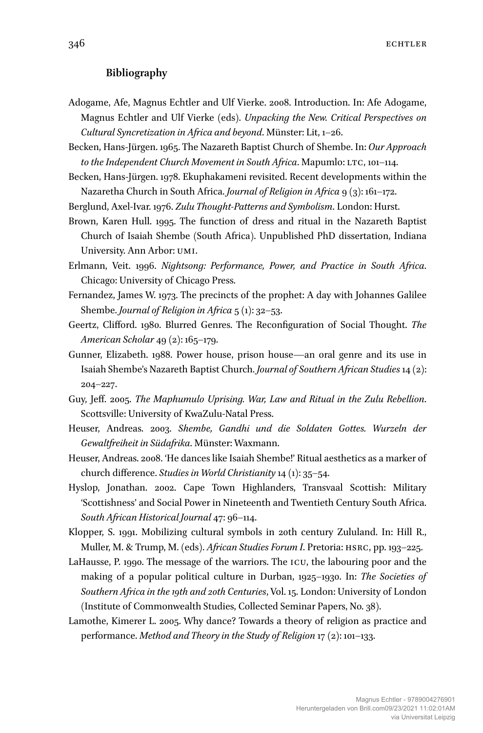## Bibliography

Adogame, Afe, Magnus Echtler and Ulf Vierke. 2008. Introduction. In: Afe Adogame, Magnus Echtler and Ulf Vierke (eds). *Unpacking the New. Critical Perspectives on Cultural Syncretization in Africa and beyond*. Münster: Lit, 1–26.

Becken, Hans-Jürgen. 1965. The Nazareth Baptist Church of Shembe. In: *Our Approach to the Independent Church Movement in South Africa*. Mapumlo: LTC, 101–114.

Becken, Hans-Jürgen. 1978. Ekuphakameni revisited. Recent developments within the Nazaretha Church in South Africa. *Journal of Religion in Africa* 9 (3): 161–172.

Berglund, Axel-Ivar. 1976. *Zulu Thought-Patterns and Symbolism*. London: Hurst.

Brown, Karen Hull. 1995. The function of dress and ritual in the Nazareth Baptist Church of Isaiah Shembe (South Africa). Unpublished PhD dissertation, Indiana University. Ann Arbor: UMI.

Erlmann, Veit. 1996. *Nightsong: Performance, Power, and Practice in South Africa*. Chicago: University of Chicago Press.

Fernandez, James W. 1973. The precincts of the prophet: A day with Johannes Galilee Shembe. *Journal of Religion in Africa* 5 (1): 32–53.

Geertz, Clifford. 1980. Blurred Genres. The Reconfiguration of Social Thought. *The American Scholar* 49 (2): 165–179.

Gunner, Elizabeth. 1988. Power house, prison house—an oral genre and its use in Isaiah Shembe's Nazareth Baptist Church. *Journal of Southern African Studies* 14 (2): 204–227.

Guy, Jeff. 2005. *The Maphumulo Uprising. War, Law and Ritual in the Zulu Rebellion*. Scottsville: University of KwaZulu-Natal Press.

Heuser, Andreas. 2003. *Shembe, Gandhi und die Soldaten Gottes. Wurzeln der Gewaltfreiheit in Südafrika*. Münster: Waxmann.

Heuser, Andreas. 2008. 'He dances like Isaiah Shembe!' Ritual aesthetics as a marker of church difference. *Studies in World Christianity* 14 (1): 35–54.

Hyslop, Jonathan. 2002. Cape Town Highlanders, Transvaal Scottish: Military 'Scottishness' and Social Power in Nineteenth and Twentieth Century South Africa. *South African Historical Journal* 47: 96–114.

Klopper, S. 1991. Mobilizing cultural symbols in 20th century Zululand. In: Hill R., Muller, M. & Trump, M. (eds). *African Studies Forum I*. Pretoria: HSRC, pp. 193–225.

LaHausse, P. 1990. The message of the warriors. The ICU, the labouring poor and the making of a popular political culture in Durban, 1925–1930. In: *The Societies of Southern Africa in the 19th and 20th Centuries*, Vol. 15. London: University of London (Institute of Commonwealth Studies, Collected Seminar Papers, No. 38).

Lamothe, Kimerer L. 2005. Why dance? Towards a theory of religion as practice and performance. *Method and Theory in the Study of Religion* 17 (2): 101–133.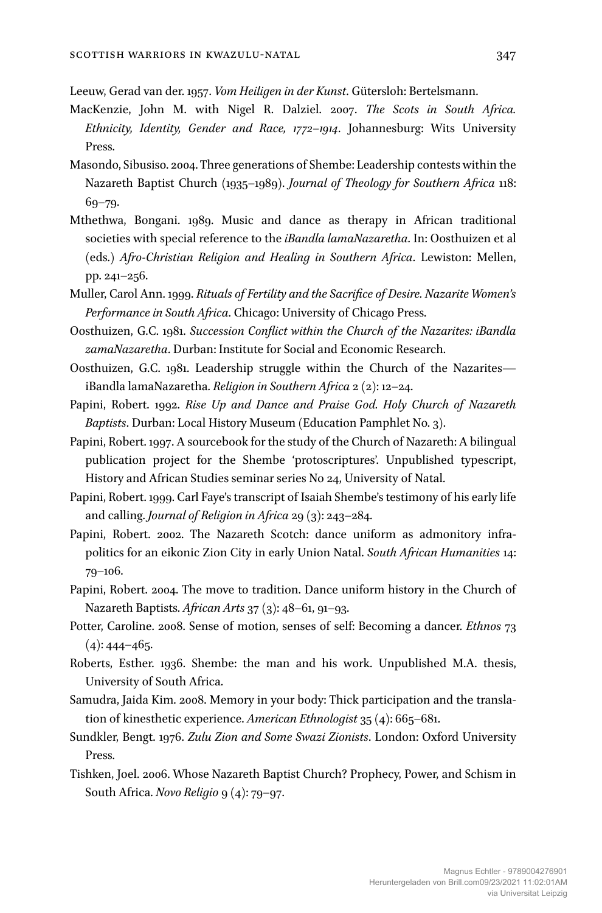Leeuw, Gerad van der. 1957. *Vom Heiligen in der Kunst*. Gütersloh: Bertelsmann.

MacKenzie, John M. with Nigel R. Dalziel. 2007. *The Scots in South Africa. Ethnicity, Identity, Gender and Race, 1772–1914*. Johannesburg: Wits University Press.

Masondo, Sibusiso. 2004. Three generations of Shembe: Leadership contests within the Nazareth Baptist Church (1935–1989). *Journal of Theology for Southern Africa* 118: 69–79.

Mthethwa, Bongani. 1989. Music and dance as therapy in African traditional societies with special reference to the *iBandla lamaNazaretha*. In: Oosthuizen et al (eds.) *Afro-Christian Religion and Healing in Southern Africa*. Lewiston: Mellen, pp. 241–256.

Muller, Carol Ann. 1999. *Rituals of Fertility and the Sacrifice of Desire. Nazarite Women's Performance in South Africa*. Chicago: University of Chicago Press.

Oosthuizen, G.C. 1981. *Succession Conflict within the Church of the Nazarites: iBandla zamaNazaretha*. Durban: Institute for Social and Economic Research.

Oosthuizen, G.C. 1981. Leadership struggle within the Church of the Nazarites—iBandla lamaNazaretha. *Religion in Southern Africa* 2 (2): 12–24.

Papini, Robert. 1992. *Rise Up and Dance and Praise God. Holy Church of Nazareth Baptists*. Durban: Local History Museum (Education Pamphlet No. 3).

Papini, Robert. 1997. A sourcebook for the study of the Church of Nazareth: A bilingual publication project for the Shembe 'protoscriptures'. Unpublished typescript, History and African Studies seminar series No 24, University of Natal.

Papini, Robert. 1999. Carl Faye's transcript of Isaiah Shembe's testimony of his early life and calling. *Journal of Religion in Africa* 29 (3): 243–284.

Papini, Robert. 2002. The Nazareth Scotch: dance uniform as admonitory infrapolitics for an eikonic Zion City in early Union Natal. *South African Humanities* 14: 79–106.

Papini, Robert. 2004. The move to tradition. Dance uniform history in the Church of Nazareth Baptists. *African Arts* 37 (3): 48–61, 91–93.

Potter, Caroline. 2008. Sense of motion, senses of self: Becoming a dancer. *Ethnos* 73 (4): 444–465.

Roberts, Esther. 1936. Shembe: the man and his work. Unpublished M.A. thesis, University of South Africa.

Samudra, Jaida Kim. 2008. Memory in your body: Thick participation and the translation of kinesthetic experience. *American Ethnologist* 35 (4): 665–681.

Sundkler, Bengt. 1976. *Zulu Zion and Some Swazi Zionists*. London: Oxford University Press.

Tishken, Joel. 2006. Whose Nazareth Baptist Church? Prophecy, Power, and Schism in South Africa. *Novo Religio* 9 (4): 79–97.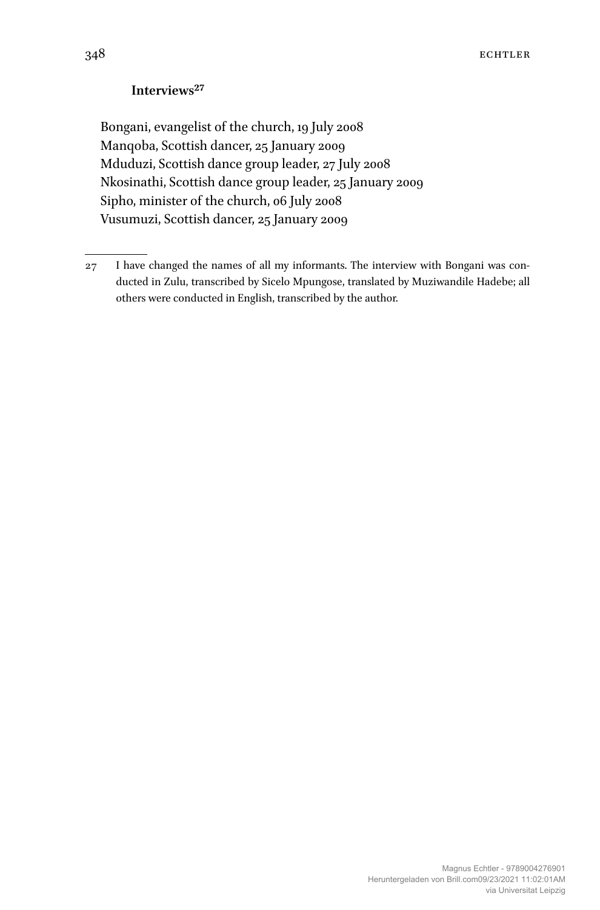## Interviews[27]

Bongani, evangelist of the church, 19 July 2008
Manqoba, Scottish dancer, 25 January 2009
Mduduzi, Scottish dance group leader, 27 July 2008
Nkosinathi, Scottish dance group leader, 25 January 2009
Sipho, minister of the church, 06 July 2008
Vusumuzi, Scottish dancer, 25 January 2009

---

27 I have changed the names of all my informants. The interview with Bongani was conducted in Zulu, transcribed by Sicelo Mpungose, translated by Muziwandile Hadebe; all others were conducted in English, transcribed by the author.